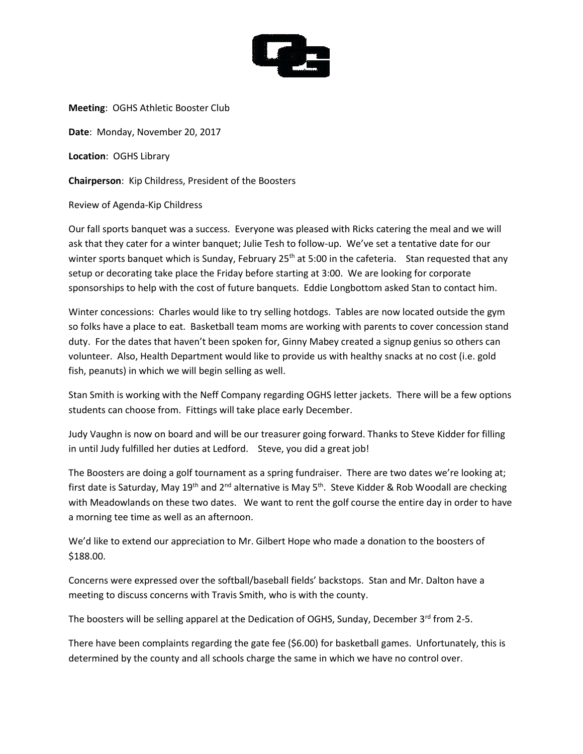**Meeting**: OGHS Athletic Booster Club

**Date**: Monday, November 20, 2017

**Location**: OGHS Library

**Chairperson**: Kip Childress, President of the Boosters

Review of Agenda-Kip Childress

Our fall sports banquet was a success. Everyone was pleased with Ricks catering the meal and we will ask that they cater for a winter banquet; Julie Tesh to follow-up. We've set a tentative date for our winter sports banquet which is Sunday, February 25th at 5:00 in the cafeteria. Stan requested that any setup or decorating take place the Friday before starting at 3:00. We are looking for corporate sponsorships to help with the cost of future banquets. Eddie Longbottom asked Stan to contact him.

Winter concessions: Charles would like to try selling hotdogs. Tables are now located outside the gym so folks have a place to eat. Basketball team moms are working with parents to cover concession stand duty. For the dates that haven't been spoken for, Ginny Mabey created a signup genius so others can volunteer. Also, Health Department would like to provide us with healthy snacks at no cost (i.e. gold fish, peanuts) in which we will begin selling as well.

Stan Smith is working with the Neff Company regarding OGHS letter jackets. There will be a few options students can choose from. Fittings will take place early December.

Judy Vaughn is now on board and will be our treasurer going forward. Thanks to Steve Kidder for filling in until Judy fulfilled her duties at Ledford. Steve, you did a great job!

The Boosters are doing a golf tournament as a spring fundraiser. There are two dates we're looking at; first date is Saturday, May 19th and 2nd alternative is May 5th. Steve Kidder & Rob Woodall are checking with Meadowlands on these two dates. We want to rent the golf course the entire day in order to have a morning tee time as well as an afternoon.

We'd like to extend our appreciation to Mr. Gilbert Hope who made a donation to the boosters of $188.00.

Concerns were expressed over the softball/baseball fields' backstops. Stan and Mr. Dalton have a meeting to discuss concerns with Travis Smith, who is with the county.

The boosters will be selling apparel at the Dedication of OGHS, Sunday, December 3rd from 2-5.

There have been complaints regarding the gate fee ($6.00) for basketball games. Unfortunately, this is determined by the county and all schools charge the same in which we have no control over.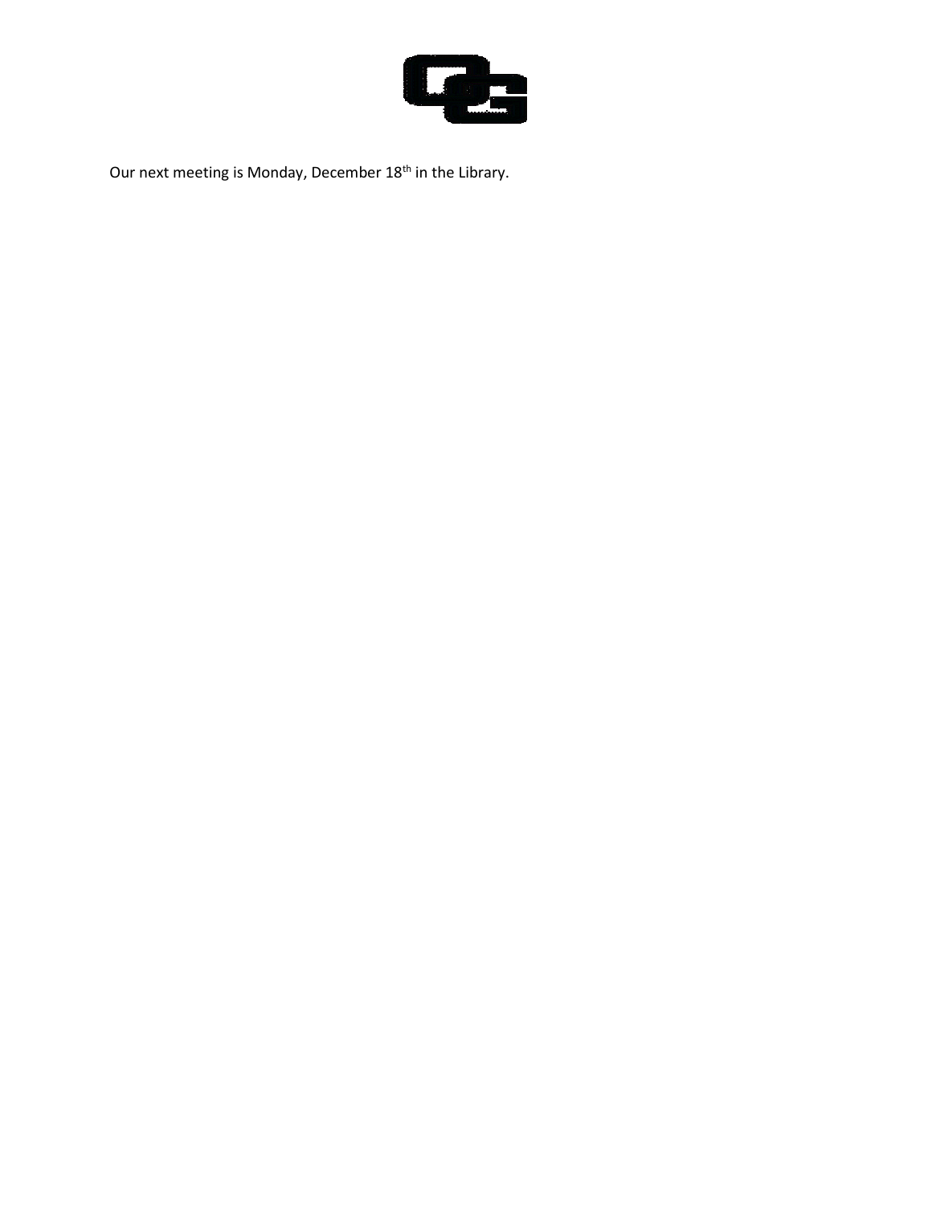Our next meeting is Monday, December 18th in the Library.